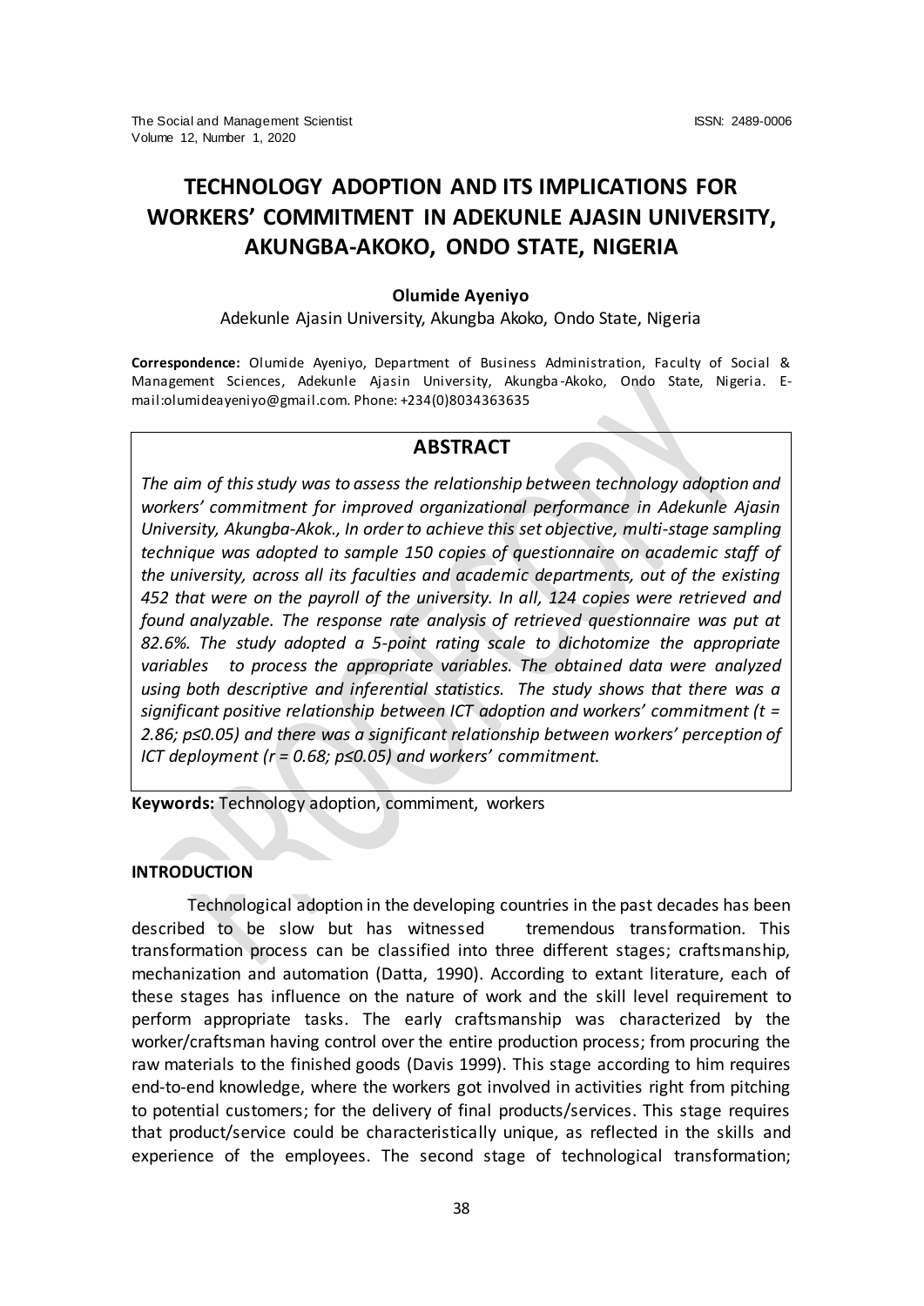# TECHNOLOGY ADOPTION AND ITS IMPLICATIONS FOR WORKERS' COMMITMENT IN ADEKUNLE AJASIN UNIVERSITY, AKUNGBA-AKOKO, ONDO STATE, NIGERIA

**Olumide Ayeniyo**

Adekunle Ajasin University, Akungba Akoko, Ondo State, Nigeria

**Correspondence:** Olumide Ayeniyo, Department of Business Administration, Faculty of Social & Management Sciences, Adekunle Ajasin University, Akungba-Akoko, Ondo State, Nigeria. E-mail:olumideayeniyo@gmail.com. Phone: +234(0)8034363635

## ABSTRACT

*The aim of this study was to assess the relationship between technology adoption and workers' commitment for improved organizational performance in Adekunle Ajasin University, Akungba-Akok., In order to achieve this set objective, multi-stage sampling technique was adopted to sample 150 copies of questionnaire on academic staff of the university, across all its faculties and academic departments, out of the existing 452 that were on the payroll of the university. In all, 124 copies were retrieved and found analyzable. The response rate analysis of retrieved questionnaire was put at 82.6%. The study adopted a 5-point rating scale to dichotomize the appropriate variables to process the appropriate variables. The obtained data were analyzed using both descriptive and inferential statistics. The study shows that there was a significant positive relationship between ICT adoption and workers' commitment ($t = 2.86$; $p \leq 0.05$) and there was a significant relationship between workers' perception of ICT deployment ($r = 0.68$; $p \leq 0.05$) and workers' commitment.*

**Keywords:** Technology adoption, commiment, workers

### INTRODUCTION

Technological adoption in the developing countries in the past decades has been described to be slow but has witnessed tremendous transformation. This transformation process can be classified into three different stages; craftsmanship, mechanization and automation (Datta, 1990). According to extant literature, each of these stages has influence on the nature of work and the skill level requirement to perform appropriate tasks. The early craftsmanship was characterized by the worker/craftsman having control over the entire production process; from procuring the raw materials to the finished goods (Davis 1999). This stage according to him requires end-to-end knowledge, where the workers got involved in activities right from pitching to potential customers; for the delivery of final products/services. This stage requires that product/service could be characteristically unique, as reflected in the skills and experience of the employees. The second stage of technological transformation;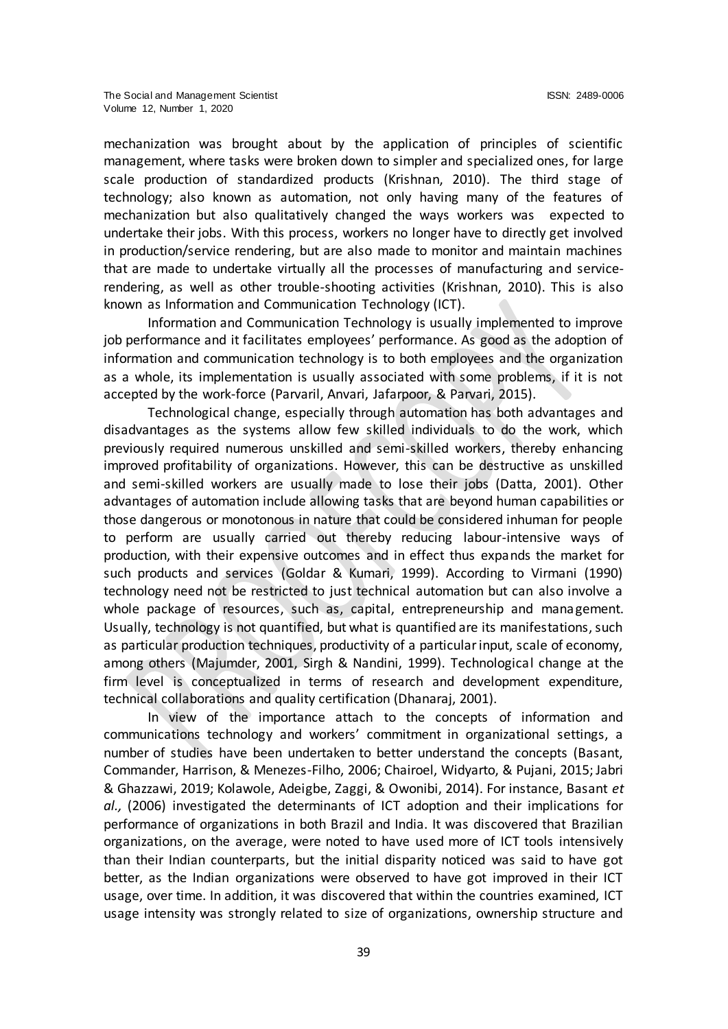mechanization was brought about by the application of principles of scientific management, where tasks were broken down to simpler and specialized ones, for large scale production of standardized products (Krishnan, 2010). The third stage of technology; also known as automation, not only having many of the features of mechanization but also qualitatively changed the ways workers was expected to undertake their jobs. With this process, workers no longer have to directly get involved in production/service rendering, but are also made to monitor and maintain machines that are made to undertake virtually all the processes of manufacturing and service-rendering, as well as other trouble-shooting activities (Krishnan, 2010). This is also known as Information and Communication Technology (ICT).

Information and Communication Technology is usually implemented to improve job performance and it facilitates employees' performance. As good as the adoption of information and communication technology is to both employees and the organization as a whole, its implementation is usually associated with some problems, if it is not accepted by the work-force (Parvaril, Anvari, Jafarpoor, & Parvari, 2015).

Technological change, especially through automation has both advantages and disadvantages as the systems allow few skilled individuals to do the work, which previously required numerous unskilled and semi-skilled workers, thereby enhancing improved profitability of organizations. However, this can be destructive as unskilled and semi-skilled workers are usually made to lose their jobs (Datta, 2001). Other advantages of automation include allowing tasks that are beyond human capabilities or those dangerous or monotonous in nature that could be considered inhuman for people to perform are usually carried out thereby reducing labour-intensive ways of production, with their expensive outcomes and in effect thus expands the market for such products and services (Goldar & Kumari, 1999). According to Virmani (1990) technology need not be restricted to just technical automation but can also involve a whole package of resources, such as, capital, entrepreneurship and management. Usually, technology is not quantified, but what is quantified are its manifestations, such as particular production techniques, productivity of a particular input, scale of economy, among others (Majumder, 2001, Sirgh & Nandini, 1999). Technological change at the firm level is conceptualized in terms of research and development expenditure, technical collaborations and quality certification (Dhanaraj, 2001).

In view of the importance attach to the concepts of information and communications technology and workers' commitment in organizational settings, a number of studies have been undertaken to better understand the concepts (Basant, Commander, Harrison, & Menezes-Filho, 2006; Chairoel, Widyarto, & Pujani, 2015; Jabri & Ghazzawi, 2019; Kolawole, Adeigbe, Zaggi, & Owonibi, 2014). For instance, Basant *et al.,* (2006) investigated the determinants of ICT adoption and their implications for performance of organizations in both Brazil and India. It was discovered that Brazilian organizations, on the average, were noted to have used more of ICT tools intensively than their Indian counterparts, but the initial disparity noticed was said to have got better, as the Indian organizations were observed to have got improved in their ICT usage, over time. In addition, it was discovered that within the countries examined, ICT usage intensity was strongly related to size of organizations, ownership structure and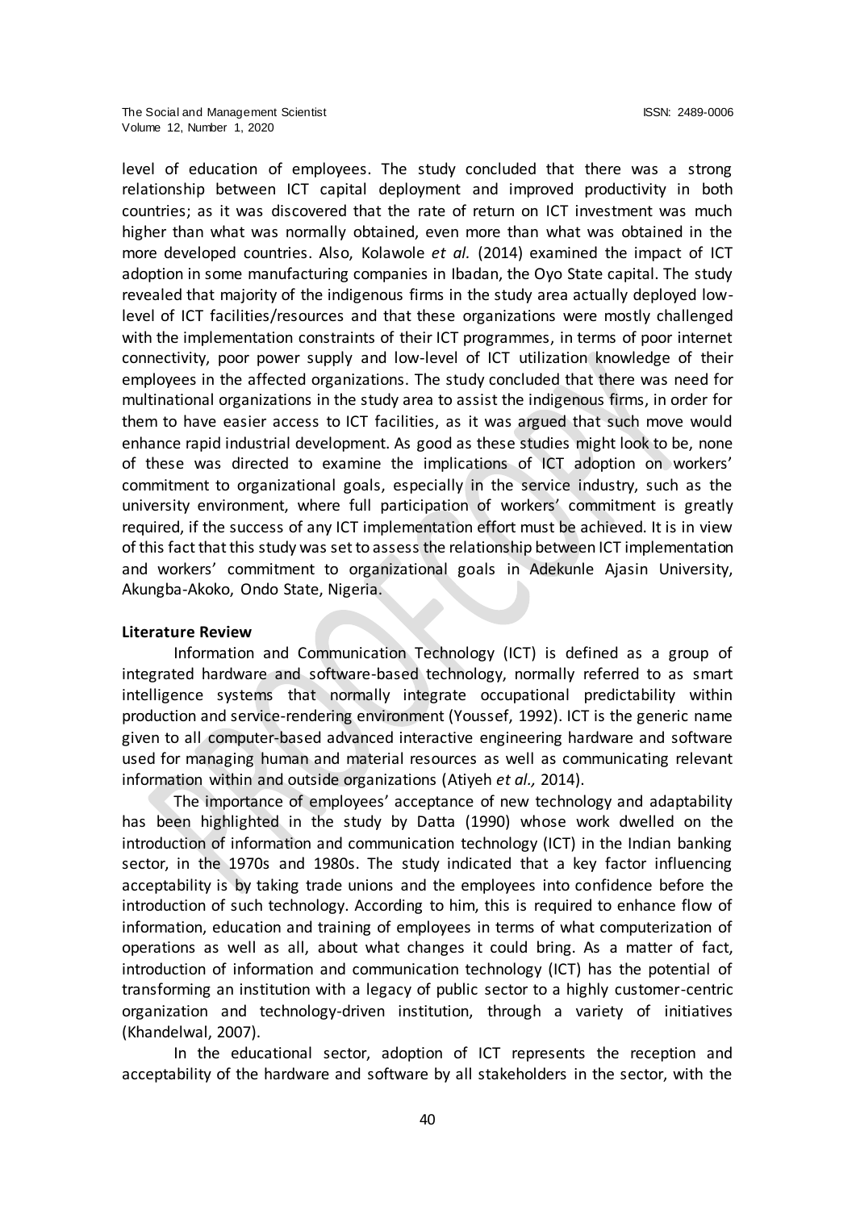level of education of employees. The study concluded that there was a strong relationship between ICT capital deployment and improved productivity in both countries; as it was discovered that the rate of return on ICT investment was much higher than what was normally obtained, even more than what was obtained in the more developed countries. Also, Kolawole *et al.* (2014) examined the impact of ICT adoption in some manufacturing companies in Ibadan, the Oyo State capital. The study revealed that majority of the indigenous firms in the study area actually deployed low-level of ICT facilities/resources and that these organizations were mostly challenged with the implementation constraints of their ICT programmes, in terms of poor internet connectivity, poor power supply and low-level of ICT utilization knowledge of their employees in the affected organizations. The study concluded that there was need for multinational organizations in the study area to assist the indigenous firms, in order for them to have easier access to ICT facilities, as it was argued that such move would enhance rapid industrial development. As good as these studies might look to be, none of these was directed to examine the implications of ICT adoption on workers' commitment to organizational goals, especially in the service industry, such as the university environment, where full participation of workers' commitment is greatly required, if the success of any ICT implementation effort must be achieved. It is in view of this fact that this study was set to assess the relationship between ICT implementation and workers' commitment to organizational goals in Adekunle Ajasin University, Akungba-Akoko, Ondo State, Nigeria.

**Literature Review**

Information and Communication Technology (ICT) is defined as a group of integrated hardware and software-based technology, normally referred to as smart intelligence systems that normally integrate occupational predictability within production and service-rendering environment (Youssef, 1992). ICT is the generic name given to all computer-based advanced interactive engineering hardware and software used for managing human and material resources as well as communicating relevant information within and outside organizations (Atiyeh *et al.,* 2014).

The importance of employees' acceptance of new technology and adaptability has been highlighted in the study by Datta (1990) whose work dwelled on the introduction of information and communication technology (ICT) in the Indian banking sector, in the 1970s and 1980s. The study indicated that a key factor influencing acceptability is by taking trade unions and the employees into confidence before the introduction of such technology. According to him, this is required to enhance flow of information, education and training of employees in terms of what computerization of operations as well as all, about what changes it could bring. As a matter of fact, introduction of information and communication technology (ICT) has the potential of transforming an institution with a legacy of public sector to a highly customer-centric organization and technology-driven institution, through a variety of initiatives (Khandelwal, 2007).

In the educational sector, adoption of ICT represents the reception and acceptability of the hardware and software by all stakeholders in the sector, with the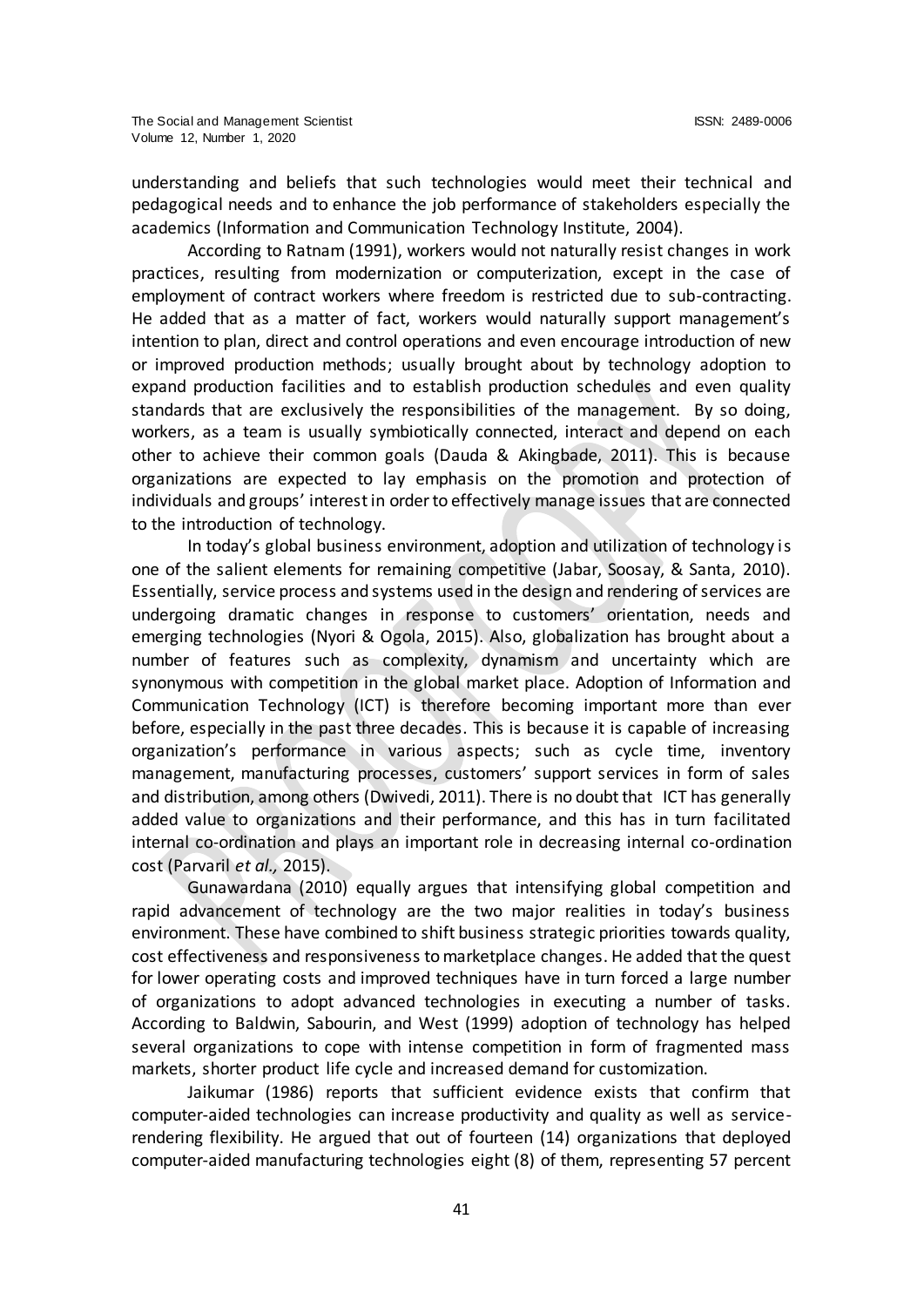understanding and beliefs that such technologies would meet their technical and pedagogical needs and to enhance the job performance of stakeholders especially the academics (Information and Communication Technology Institute, 2004).

According to Ratnam (1991), workers would not naturally resist changes in work practices, resulting from modernization or computerization, except in the case of employment of contract workers where freedom is restricted due to sub-contracting. He added that as a matter of fact, workers would naturally support management's intention to plan, direct and control operations and even encourage introduction of new or improved production methods; usually brought about by technology adoption to expand production facilities and to establish production schedules and even quality standards that are exclusively the responsibilities of the management. By so doing, workers, as a team is usually symbiotically connected, interact and depend on each other to achieve their common goals (Dauda & Akingbade, 2011). This is because organizations are expected to lay emphasis on the promotion and protection of individuals and groups' interest in order to effectively manage issues that are connected to the introduction of technology.

In today's global business environment, adoption and utilization of technology is one of the salient elements for remaining competitive (Jabar, Soosay, & Santa, 2010). Essentially, service process and systems used in the design and rendering of services are undergoing dramatic changes in response to customers' orientation, needs and emerging technologies (Nyori & Ogola, 2015). Also, globalization has brought about a number of features such as complexity, dynamism and uncertainty which are synonymous with competition in the global market place. Adoption of Information and Communication Technology (ICT) is therefore becoming important more than ever before, especially in the past three decades. This is because it is capable of increasing organization's performance in various aspects; such as cycle time, inventory management, manufacturing processes, customers' support services in form of sales and distribution, among others (Dwivedi, 2011). There is no doubt that ICT has generally added value to organizations and their performance, and this has in turn facilitated internal co-ordination and plays an important role in decreasing internal co-ordination cost (Parvaril *et al.,* 2015).

Gunawardana (2010) equally argues that intensifying global competition and rapid advancement of technology are the two major realities in today's business environment. These have combined to shift business strategic priorities towards quality, cost effectiveness and responsiveness to marketplace changes. He added that the quest for lower operating costs and improved techniques have in turn forced a large number of organizations to adopt advanced technologies in executing a number of tasks. According to Baldwin, Sabourin, and West (1999) adoption of technology has helped several organizations to cope with intense competition in form of fragmented mass markets, shorter product life cycle and increased demand for customization.

Jaikumar (1986) reports that sufficient evidence exists that confirm that computer-aided technologies can increase productivity and quality as well as service-rendering flexibility. He argued that out of fourteen (14) organizations that deployed computer-aided manufacturing technologies eight (8) of them, representing 57 percent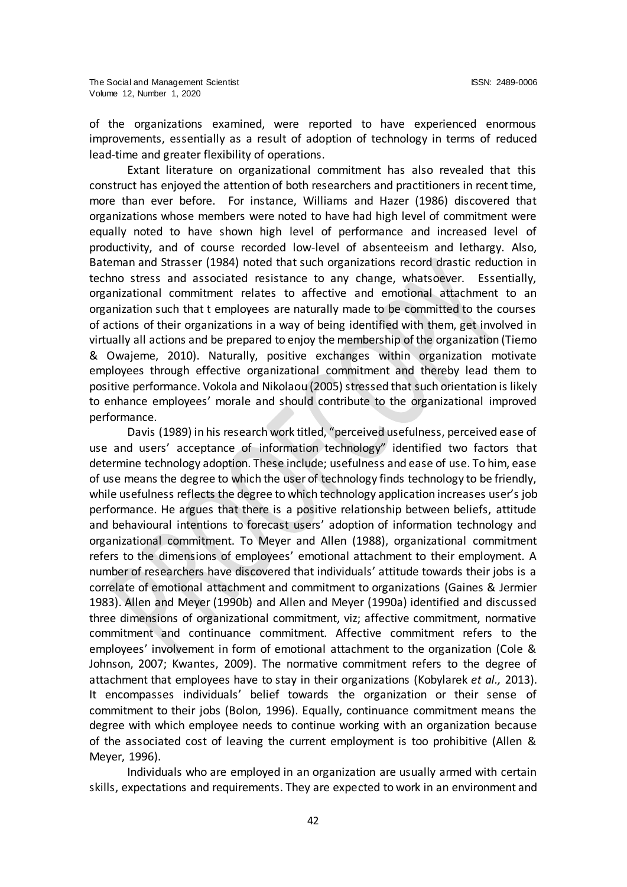of the organizations examined, were reported to have experienced enormous improvements, essentially as a result of adoption of technology in terms of reduced lead-time and greater flexibility of operations.

Extant literature on organizational commitment has also revealed that this construct has enjoyed the attention of both researchers and practitioners in recent time, more than ever before. For instance, Williams and Hazer (1986) discovered that organizations whose members were noted to have had high level of commitment were equally noted to have shown high level of performance and increased level of productivity, and of course recorded low-level of absenteeism and lethargy. Also, Bateman and Strasser (1984) noted that such organizations record drastic reduction in techno stress and associated resistance to any change, whatsoever. Essentially, organizational commitment relates to affective and emotional attachment to an organization such that t employees are naturally made to be committed to the courses of actions of their organizations in a way of being identified with them, get involved in virtually all actions and be prepared to enjoy the membership of the organization (Tiemo & Owajeme, 2010). Naturally, positive exchanges within organization motivate employees through effective organizational commitment and thereby lead them to positive performance. Vokola and Nikolaou (2005) stressed that such orientation is likely to enhance employees' morale and should contribute to the organizational improved performance.

Davis (1989) in his research work titled, "perceived usefulness, perceived ease of use and users' acceptance of information technology" identified two factors that determine technology adoption. These include; usefulness and ease of use. To him, ease of use means the degree to which the user of technology finds technology to be friendly, while usefulness reflects the degree to which technology application increases user's job performance. He argues that there is a positive relationship between beliefs, attitude and behavioural intentions to forecast users' adoption of information technology and organizational commitment. To Meyer and Allen (1988), organizational commitment refers to the dimensions of employees' emotional attachment to their employment. A number of researchers have discovered that individuals' attitude towards their jobs is a correlate of emotional attachment and commitment to organizations (Gaines & Jermier 1983). Allen and Meyer (1990b) and Allen and Meyer (1990a) identified and discussed three dimensions of organizational commitment, viz; affective commitment, normative commitment and continuance commitment. Affective commitment refers to the employees' involvement in form of emotional attachment to the organization (Cole & Johnson, 2007; Kwantes, 2009). The normative commitment refers to the degree of attachment that employees have to stay in their organizations (Kobylarek *et al.,* 2013). It encompasses individuals' belief towards the organization or their sense of commitment to their jobs (Bolon, 1996). Equally, continuance commitment means the degree with which employee needs to continue working with an organization because of the associated cost of leaving the current employment is too prohibitive (Allen & Meyer, 1996).

Individuals who are employed in an organization are usually armed with certain skills, expectations and requirements. They are expected to work in an environment and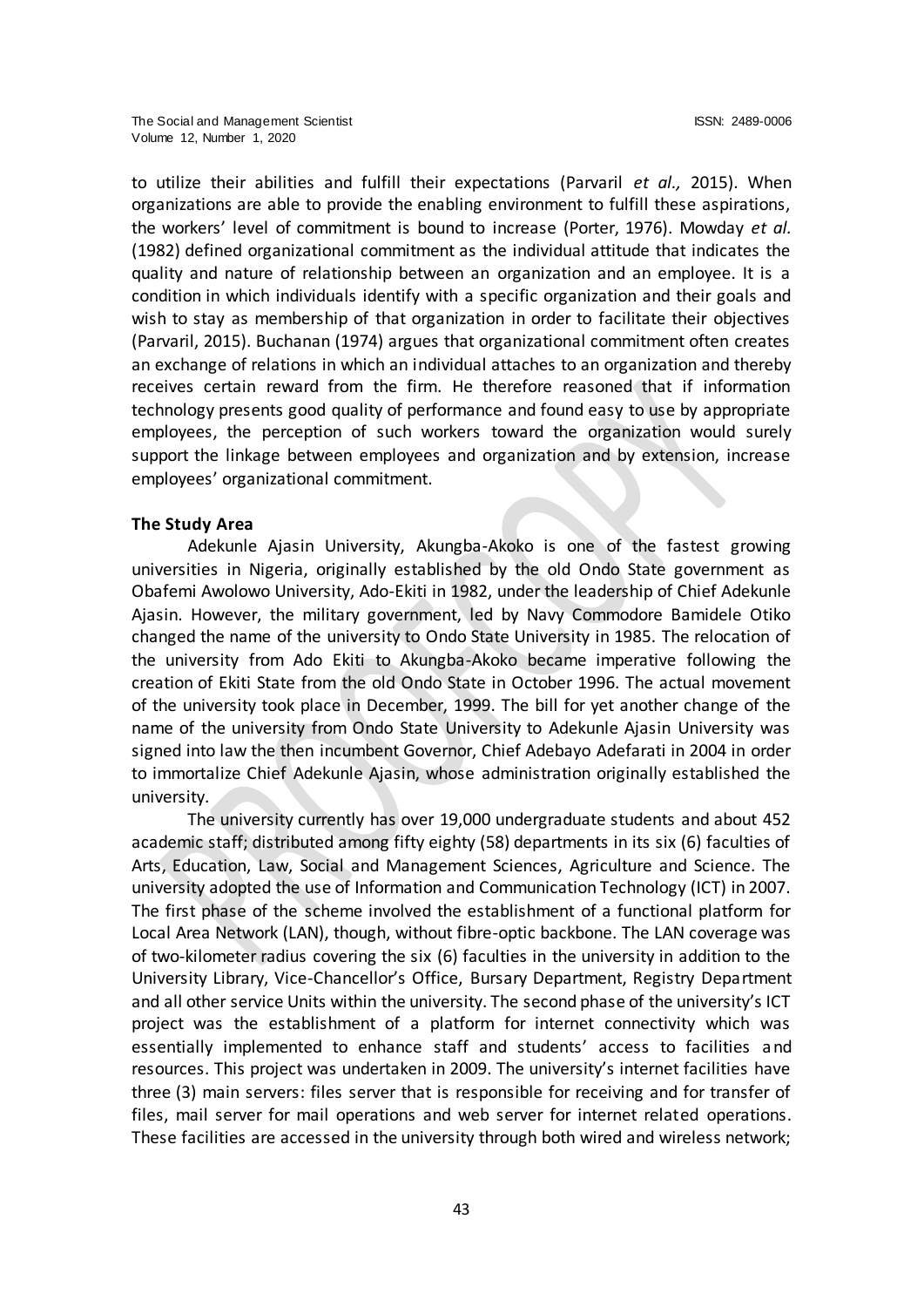to utilize their abilities and fulfill their expectations (Parvaril *et al.,* 2015). When organizations are able to provide the enabling environment to fulfill these aspirations, the workers' level of commitment is bound to increase (Porter, 1976). Mowday *et al.* (1982) defined organizational commitment as the individual attitude that indicates the quality and nature of relationship between an organization and an employee. It is a condition in which individuals identify with a specific organization and their goals and wish to stay as membership of that organization in order to facilitate their objectives (Parvaril, 2015). Buchanan (1974) argues that organizational commitment often creates an exchange of relations in which an individual attaches to an organization and thereby receives certain reward from the firm. He therefore reasoned that if information technology presents good quality of performance and found easy to use by appropriate employees, the perception of such workers toward the organization would surely support the linkage between employees and organization and by extension, increase employees' organizational commitment.

**The Study Area**

Adekunle Ajasin University, Akungba-Akoko is one of the fastest growing universities in Nigeria, originally established by the old Ondo State government as Obafemi Awolowo University, Ado-Ekiti in 1982, under the leadership of Chief Adekunle Ajasin. However, the military government, led by Navy Commodore Bamidele Otiko changed the name of the university to Ondo State University in 1985. The relocation of the university from Ado Ekiti to Akungba-Akoko became imperative following the creation of Ekiti State from the old Ondo State in October 1996. The actual movement of the university took place in December, 1999. The bill for yet another change of the name of the university from Ondo State University to Adekunle Ajasin University was signed into law the then incumbent Governor, Chief Adebayo Adefarati in 2004 in order to immortalize Chief Adekunle Ajasin, whose administration originally established the university.

The university currently has over 19,000 undergraduate students and about 452 academic staff; distributed among fifty eighty (58) departments in its six (6) faculties of Arts, Education, Law, Social and Management Sciences, Agriculture and Science. The university adopted the use of Information and Communication Technology (ICT) in 2007. The first phase of the scheme involved the establishment of a functional platform for Local Area Network (LAN), though, without fibre-optic backbone. The LAN coverage was of two-kilometer radius covering the six (6) faculties in the university in addition to the University Library, Vice-Chancellor's Office, Bursary Department, Registry Department and all other service Units within the university. The second phase of the university's ICT project was the establishment of a platform for internet connectivity which was essentially implemented to enhance staff and students' access to facilities and resources. This project was undertaken in 2009. The university's internet facilities have three (3) main servers: files server that is responsible for receiving and for transfer of files, mail server for mail operations and web server for internet related operations. These facilities are accessed in the university through both wired and wireless network;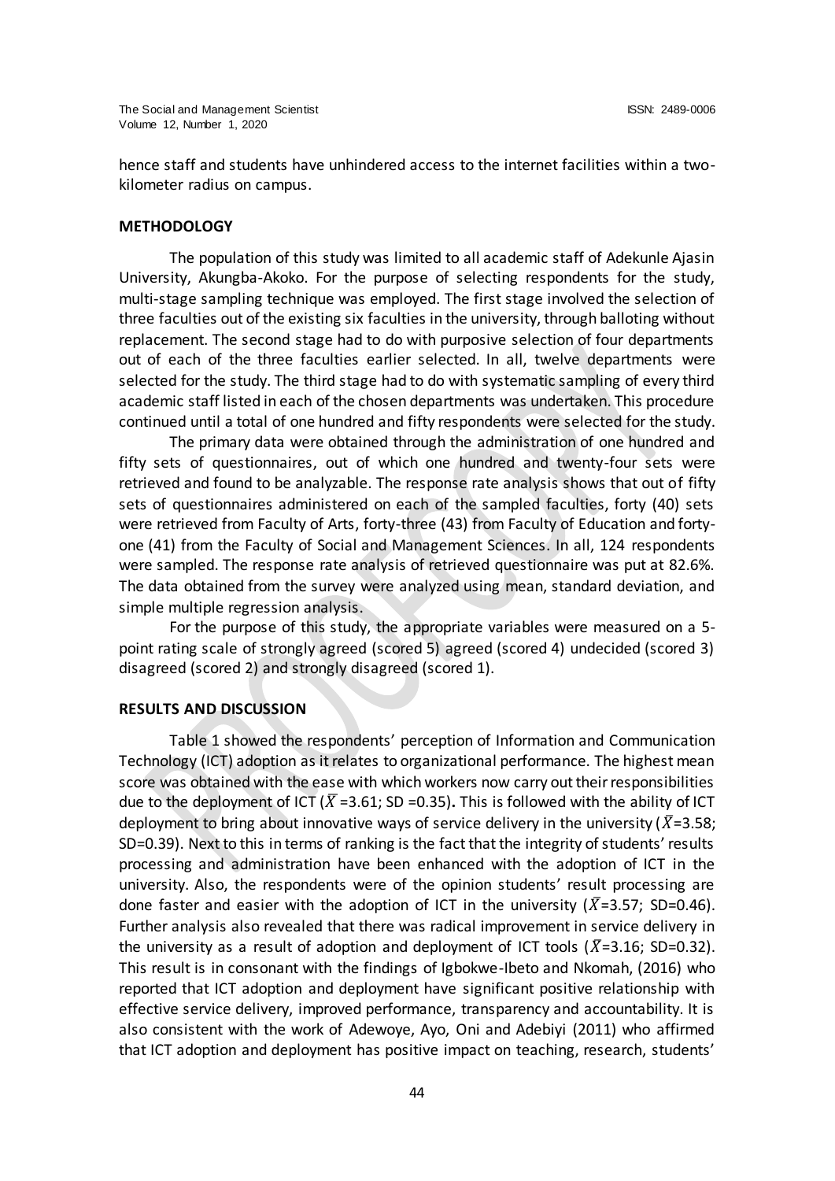hence staff and students have unhindered access to the internet facilities within a two-kilometer radius on campus.

## METHODOLOGY

The population of this study was limited to all academic staff of Adekunle Ajasin University, Akungba-Akoko. For the purpose of selecting respondents for the study, multi-stage sampling technique was employed. The first stage involved the selection of three faculties out of the existing six faculties in the university, through balloting without replacement. The second stage had to do with purposive selection of four departments out of each of the three faculties earlier selected. In all, twelve departments were selected for the study. The third stage had to do with systematic sampling of every third academic staff listed in each of the chosen departments was undertaken. This procedure continued until a total of one hundred and fifty respondents were selected for the study.

The primary data were obtained through the administration of one hundred and fifty sets of questionnaires, out of which one hundred and twenty-four sets were retrieved and found to be analyzable. The response rate analysis shows that out of fifty sets of questionnaires administered on each of the sampled faculties, forty (40) sets were retrieved from Faculty of Arts, forty-three (43) from Faculty of Education and forty-one (41) from the Faculty of Social and Management Sciences. In all, 124 respondents were sampled. The response rate analysis of retrieved questionnaire was put at 82.6%. The data obtained from the survey were analyzed using mean, standard deviation, and simple multiple regression analysis.

For the purpose of this study, the appropriate variables were measured on a 5-point rating scale of strongly agreed (scored 5) agreed (scored 4) undecided (scored 3) disagreed (scored 2) and strongly disagreed (scored 1).

## RESULTS AND DISCUSSION

Table 1 showed the respondents' perception of Information and Communication Technology (ICT) adoption as it relates to organizational performance. The highest mean score was obtained with the ease with which workers now carry out their responsibilities due to the deployment of ICT ($\bar{X}$ =3.61; SD =0.35)**.** This is followed with the ability of ICT deployment to bring about innovative ways of service delivery in the university ($\bar{X}$=3.58; SD=0.39). Next to this in terms of ranking is the fact that the integrity of students' results processing and administration have been enhanced with the adoption of ICT in the university. Also, the respondents were of the opinion students' result processing are done faster and easier with the adoption of ICT in the university ($\bar{X}$=3.57; SD=0.46). Further analysis also revealed that there was radical improvement in service delivery in the university as a result of adoption and deployment of ICT tools ($\bar{X}$=3.16; SD=0.32). This result is in consonant with the findings of Igbokwe-Ibeto and Nkomah, (2016) who reported that ICT adoption and deployment have significant positive relationship with effective service delivery, improved performance, transparency and accountability. It is also consistent with the work of Adewoye, Ayo, Oni and Adebiyi (2011) who affirmed that ICT adoption and deployment has positive impact on teaching, research, students'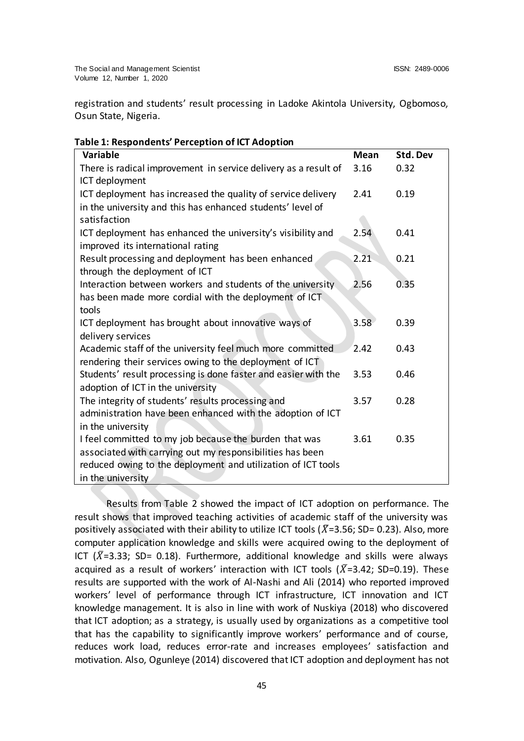registration and students' result processing in Ladoke Akintola University, Ogbomoso, Osun State, Nigeria.

**Table 1: Respondents' Perception of ICT Adoption**

| Variable | Mean | Std. Dev |
|---|---|---|
| There is radical improvement in service delivery as a result of ICT deployment | 3.16 | 0.32 |
| ICT deployment has increased the quality of service delivery in the university and this has enhanced students' level of satisfaction | 2.41 | 0.19 |
| ICT deployment has enhanced the university's visibility and improved its international rating | 2.54 | 0.41 |
| Result processing and deployment has been enhanced through the deployment of ICT | 2.21 | 0.21 |
| Interaction between workers and students of the university has been made more cordial with the deployment of ICT tools | 2.56 | 0.35 |
| ICT deployment has brought about innovative ways of delivery services | 3.58 | 0.39 |
| Academic staff of the university feel much more committed rendering their services owing to the deployment of ICT | 2.42 | 0.43 |
| Students' result processing is done faster and easier with the adoption of ICT in the university | 3.53 | 0.46 |
| The integrity of students' results processing and administration have been enhanced with the adoption of ICT in the university | 3.57 | 0.28 |
| I feel committed to my job because the burden that was associated with carrying out my responsibilities has been reduced owing to the deployment and utilization of ICT tools in the university | 3.61 | 0.35 |

Results from Table 2 showed the impact of ICT adoption on performance. The result shows that improved teaching activities of academic staff of the university was positively associated with their ability to utilize ICT tools ($\bar{X}$=3.56; SD= 0.23). Also, more computer application knowledge and skills were acquired owing to the deployment of ICT ($\bar{X}$=3.33; SD= 0.18). Furthermore, additional knowledge and skills were always acquired as a result of workers' interaction with ICT tools ($\bar{X}$=3.42; SD=0.19). These results are supported with the work of Al-Nashi and Ali (2014) who reported improved workers' level of performance through ICT infrastructure, ICT innovation and ICT knowledge management. It is also in line with work of Nuskiya (2018) who discovered that ICT adoption; as a strategy, is usually used by organizations as a competitive tool that has the capability to significantly improve workers' performance and of course, reduces work load, reduces error-rate and increases employees' satisfaction and motivation. Also, Ogunleye (2014) discovered that ICT adoption and deployment has not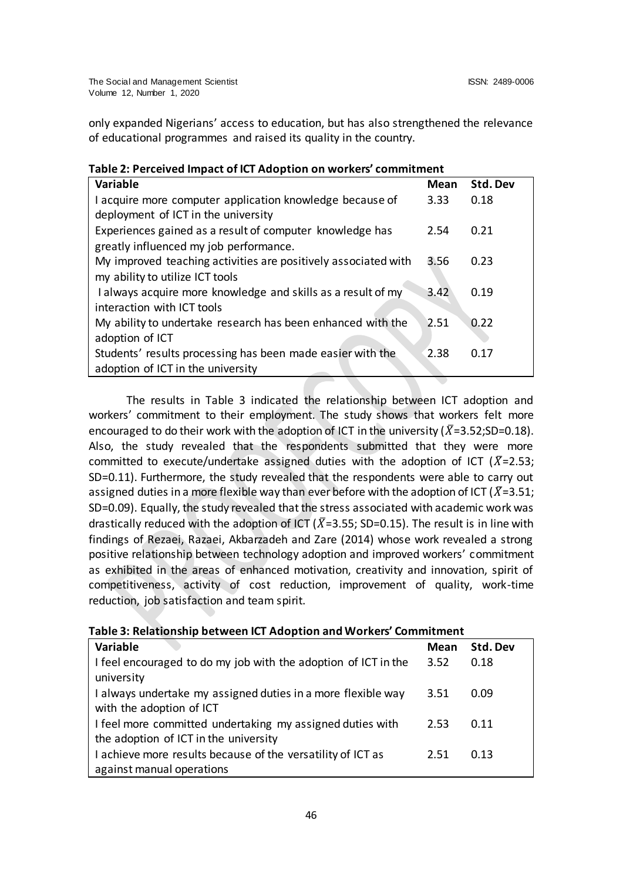only expanded Nigerians' access to education, but has also strengthened the relevance of educational programmes and raised its quality in the country.

**Table 2: Perceived Impact of ICT Adoption on workers' commitment**

| Variable | Mean | Std. Dev |
|---|---|---|
| I acquire more computer application knowledge because of deployment of ICT in the university | 3.33 | 0.18 |
| Experiences gained as a result of computer knowledge has greatly influenced my job performance. | 2.54 | 0.21 |
| My improved teaching activities are positively associated with my ability to utilize ICT tools | 3.56 | 0.23 |
| I always acquire more knowledge and skills as a result of my interaction with ICT tools | 3.42 | 0.19 |
| My ability to undertake research has been enhanced with the adoption of ICT | 2.51 | 0.22 |
| Students' results processing has been made easier with the adoption of ICT in the university | 2.38 | 0.17 |

The results in Table 3 indicated the relationship between ICT adoption and workers' commitment to their employment. The study shows that workers felt more encouraged to do their work with the adoption of ICT in the university ($\bar{X}$=3.52;SD=0.18). Also, the study revealed that the respondents submitted that they were more committed to execute/undertake assigned duties with the adoption of ICT ($\bar{X}$=2.53; SD=0.11). Furthermore, the study revealed that the respondents were able to carry out assigned duties in a more flexible way than ever before with the adoption of ICT ($\bar{X}$=3.51; SD=0.09). Equally, the study revealed that the stress associated with academic work was drastically reduced with the adoption of ICT ($\bar{X}$=3.55; SD=0.15). The result is in line with findings of Rezaei, Razaei, Akbarzadeh and Zare (2014) whose work revealed a strong positive relationship between technology adoption and improved workers' commitment as exhibited in the areas of enhanced motivation, creativity and innovation, spirit of competitiveness, activity of cost reduction, improvement of quality, work-time reduction, job satisfaction and team spirit.

**Table 3: Relationship between ICT Adoption and Workers' Commitment**

| Variable | Mean | Std. Dev |
|---|---|---|
| I feel encouraged to do my job with the adoption of ICT in the university | 3.52 | 0.18 |
| I always undertake my assigned duties in a more flexible way with the adoption of ICT | 3.51 | 0.09 |
| I feel more committed undertaking my assigned duties with the adoption of ICT in the university | 2.53 | 0.11 |
| I achieve more results because of the versatility of ICT as against manual operations | 2.51 | 0.13 |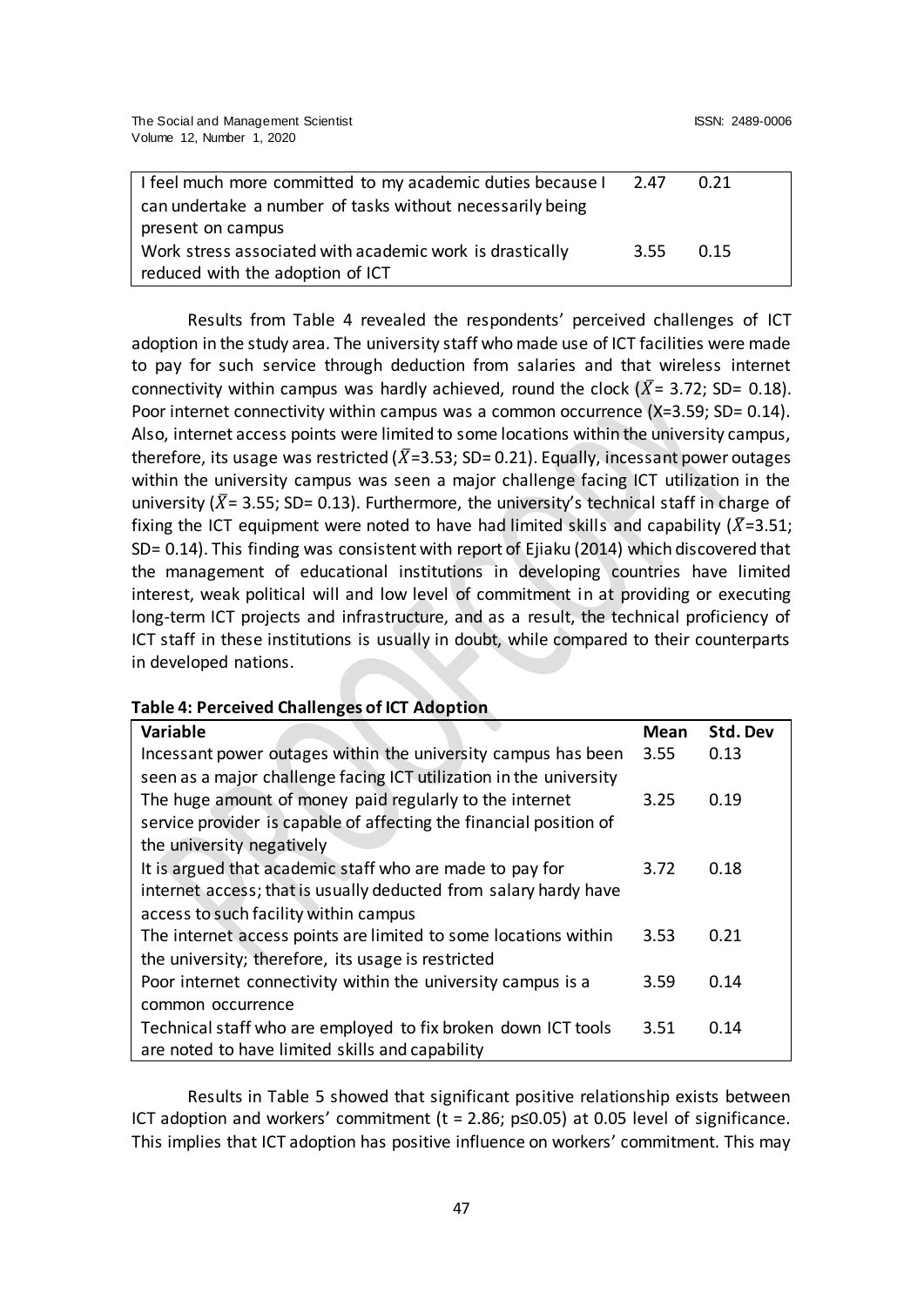| | | |
|---|---|---|
| I feel much more committed to my academic duties because I can undertake a number of tasks without necessarily being present on campus | 2.47 | 0.21 |
| Work stress associated with academic work is drastically reduced with the adoption of ICT | 3.55 | 0.15 |

Results from Table 4 revealed the respondents' perceived challenges of ICT adoption in the study area. The university staff who made use of ICT facilities were made to pay for such service through deduction from salaries and that wireless internet connectivity within campus was hardly achieved, round the clock ($\bar{X}$= 3.72; SD= 0.18). Poor internet connectivity within campus was a common occurrence (X=3.59; SD= 0.14). Also, internet access points were limited to some locations within the university campus, therefore, its usage was restricted ($\bar{X}$=3.53; SD= 0.21). Equally, incessant power outages within the university campus was seen a major challenge facing ICT utilization in the university ($\bar{X}$= 3.55; SD= 0.13). Furthermore, the university's technical staff in charge of fixing the ICT equipment were noted to have had limited skills and capability ($\bar{X}$=3.51; SD= 0.14). This finding was consistent with report of Ejiaku (2014) which discovered that the management of educational institutions in developing countries have limited interest, weak political will and low level of commitment in at providing or executing long-term ICT projects and infrastructure, and as a result, the technical proficiency of ICT staff in these institutions is usually in doubt, while compared to their counterparts in developed nations.

**Table 4: Perceived Challenges of ICT Adoption**

| Variable | Mean | Std. Dev |
|---|---|---|
| Incessant power outages within the university campus has been seen as a major challenge facing ICT utilization in the university | 3.55 | 0.13 |
| The huge amount of money paid regularly to the internet service provider is capable of affecting the financial position of the university negatively | 3.25 | 0.19 |
| It is argued that academic staff who are made to pay for internet access; that is usually deducted from salary hardy have access to such facility within campus | 3.72 | 0.18 |
| The internet access points are limited to some locations within the university; therefore, its usage is restricted | 3.53 | 0.21 |
| Poor internet connectivity within the university campus is a common occurrence | 3.59 | 0.14 |
| Technical staff who are employed to fix broken down ICT tools are noted to have limited skills and capability | 3.51 | 0.14 |

Results in Table 5 showed that significant positive relationship exists between ICT adoption and workers' commitment (t = 2.86; p≤0.05) at 0.05 level of significance. This implies that ICT adoption has positive influence on workers' commitment. This may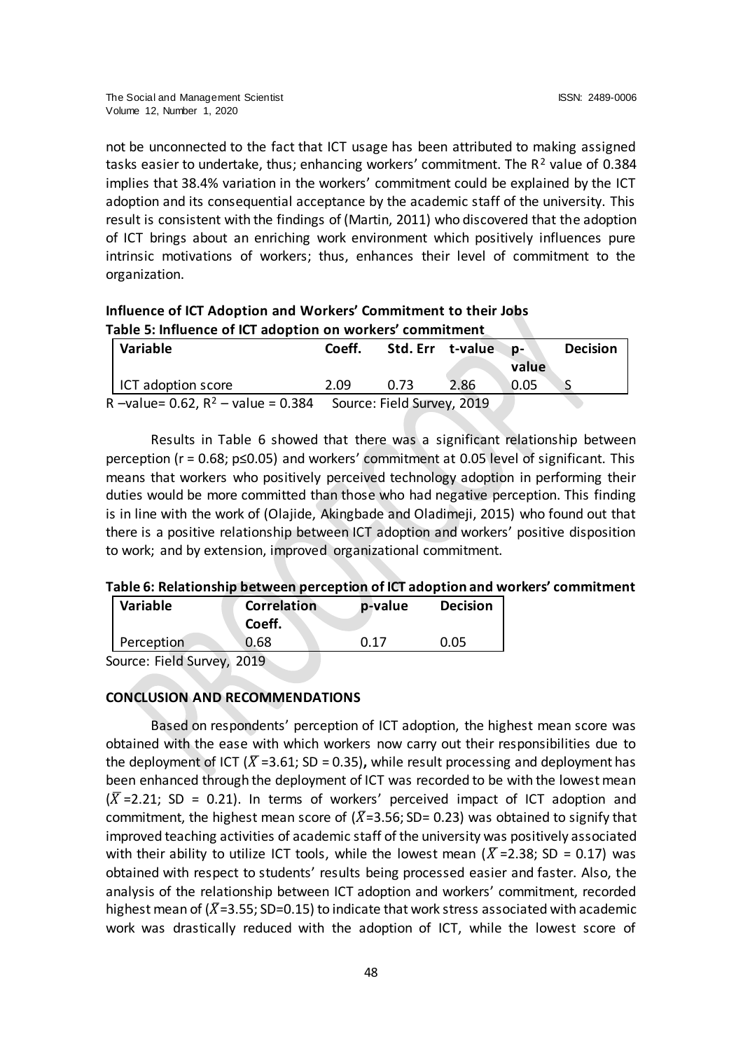not be unconnected to the fact that ICT usage has been attributed to making assigned tasks easier to undertake, thus; enhancing workers' commitment. The $R^2$ value of 0.384 implies that 38.4% variation in the workers' commitment could be explained by the ICT adoption and its consequential acceptance by the academic staff of the university. This result is consistent with the findings of (Martin, 2011) who discovered that the adoption of ICT brings about an enriching work environment which positively influences pure intrinsic motivations of workers; thus, enhances their level of commitment to the organization.

**Influence of ICT Adoption and Workers' Commitment to their Jobs**

**Table 5: Influence of ICT adoption on workers' commitment**

| Variable | Coeff. | Std. Err | t-value | p-value | Decision |
|---|---|---|---|---|---|
| ICT adoption score | 2.09 | 0.73 | 2.86 | 0.05 | S |

R –value= 0.62, $R^2$ – value = 0.384 Source: Field Survey, 2019

Results in Table 6 showed that there was a significant relationship between perception ($r = 0.68$; $p \leq 0.05$) and workers' commitment at 0.05 level of significant. This means that workers who positively perceived technology adoption in performing their duties would be more committed than those who had negative perception. This finding is in line with the work of (Olajide, Akingbade and Oladimeji, 2015) who found out that there is a positive relationship between ICT adoption and workers' positive disposition to work; and by extension, improved organizational commitment.

**Table 6: Relationship between perception of ICT adoption and workers' commitment**

| Variable | Correlation Coeff. | p-value | Decision |
|---|---|---|---|
| Perception | 0.68 | 0.17 | 0.05 |

Source: Field Survey, 2019

## CONCLUSION AND RECOMMENDATIONS

Based on respondents' perception of ICT adoption, the highest mean score was obtained with the ease with which workers now carry out their responsibilities due to the deployment of ICT ($\bar{X}$ =3.61; SD = 0.35)**,** while result processing and deployment has been enhanced through the deployment of ICT was recorded to be with the lowest mean ($\bar{X}$ =2.21; SD = 0.21). In terms of workers' perceived impact of ICT adoption and commitment, the highest mean score of ($\bar{X}$=3.56; SD= 0.23) was obtained to signify that improved teaching activities of academic staff of the university was positively associated with their ability to utilize ICT tools, while the lowest mean ($\bar{X}$ =2.38; SD = 0.17) was obtained with respect to students' results being processed easier and faster. Also, the analysis of the relationship between ICT adoption and workers' commitment, recorded highest mean of ($\bar{X}$=3.55; SD=0.15) to indicate that work stress associated with academic work was drastically reduced with the adoption of ICT, while the lowest score of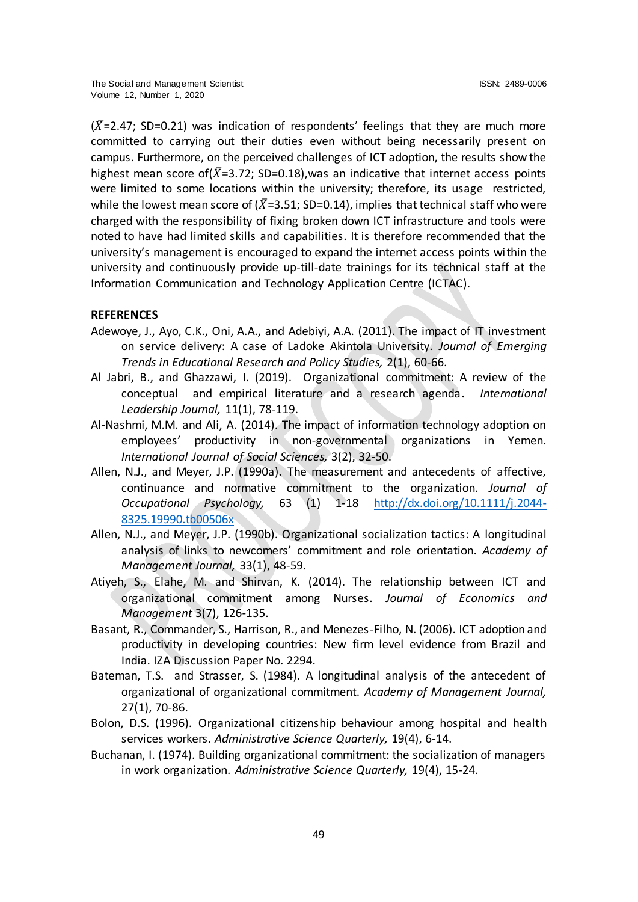($\bar{X}$=2.47; SD=0.21) was indication of respondents' feelings that they are much more committed to carrying out their duties even without being necessarily present on campus. Furthermore, on the perceived challenges of ICT adoption, the results show the highest mean score of($\bar{X}$=3.72; SD=0.18),was an indicative that internet access points were limited to some locations within the university; therefore, its usage restricted, while the lowest mean score of ($\bar{X}$=3.51; SD=0.14), implies that technical staff who were charged with the responsibility of fixing broken down ICT infrastructure and tools were noted to have had limited skills and capabilities. It is therefore recommended that the university's management is encouraged to expand the internet access points within the university and continuously provide up-till-date trainings for its technical staff at the Information Communication and Technology Application Centre (ICTAC).

**REFERENCES**

Adewoye, J., Ayo, C.K., Oni, A.A., and Adebiyi, A.A. (2011). The impact of IT investment on service delivery: A case of Ladoke Akintola University. *Journal of Emerging Trends in Educational Research and Policy Studies,* 2(1), 60-66.

Al Jabri, B., and Ghazzawi, I. (2019). Organizational commitment: A review of the conceptual and empirical literature and a research agenda**.** *International Leadership Journal,* 11(1), 78-119.

Al-Nashmi, M.M. and Ali, A. (2014). The impact of information technology adoption on employees' productivity in non-governmental organizations in Yemen. *International Journal of Social Sciences,* 3(2), 32-50.

Allen, N.J., and Meyer, J.P. (1990a). The measurement and antecedents of affective, continuance and normative commitment to the organization. *Journal of Occupational Psychology,* 63 (1) 1-18 http://dx.doi.org/10.1111/j.2044-8325.19990.tb00506x

Allen, N.J., and Meyer, J.P. (1990b). Organizational socialization tactics: A longitudinal analysis of links to newcomers' commitment and role orientation. *Academy of Management Journal,* 33(1), 48-59.

Atiyeh, S., Elahe, M. and Shirvan, K. (2014). The relationship between ICT and organizational commitment among Nurses. *Journal of Economics and Management* 3(7), 126-135.

Basant, R., Commander, S., Harrison, R., and Menezes-Filho, N. (2006). ICT adoption and productivity in developing countries: New firm level evidence from Brazil and India. IZA Discussion Paper No. 2294.

Bateman, T.S. and Strasser, S. (1984). A longitudinal analysis of the antecedent of organizational of organizational commitment. *Academy of Management Journal,* 27(1), 70-86.

Bolon, D.S. (1996). Organizational citizenship behaviour among hospital and health services workers. *Administrative Science Quarterly,* 19(4), 6-14.

Buchanan, I. (1974). Building organizational commitment: the socialization of managers in work organization. *Administrative Science Quarterly,* 19(4), 15-24.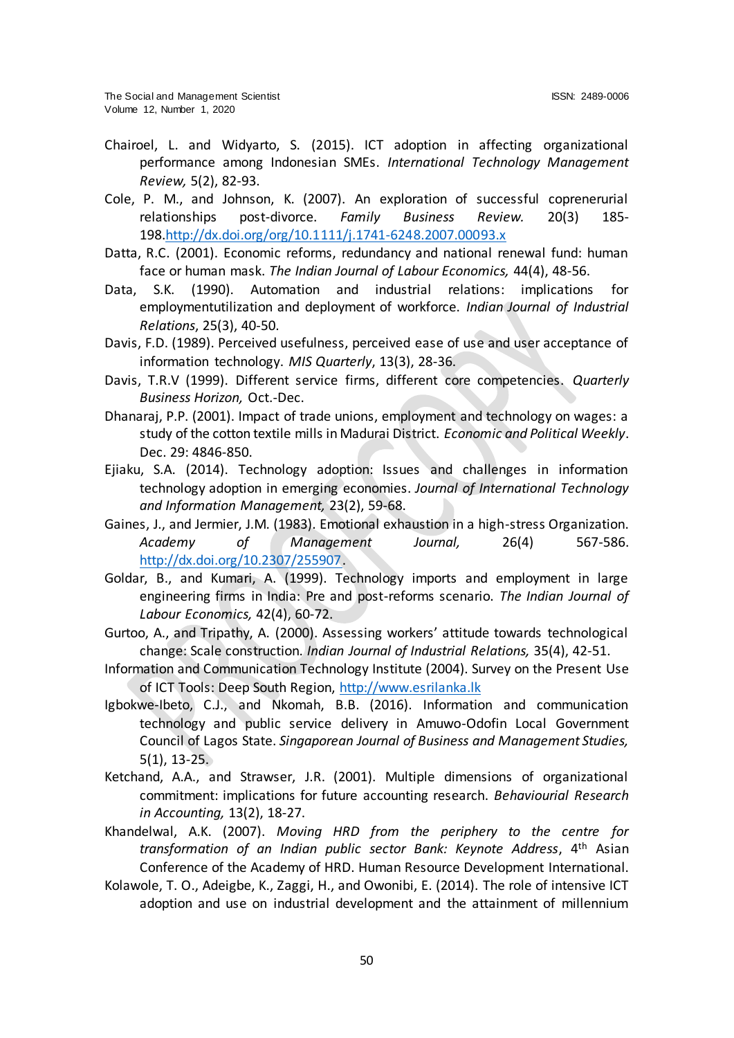Chairoel, L. and Widyarto, S. (2015). ICT adoption in affecting organizational performance among Indonesian SMEs. *International Technology Management Review,* 5(2), 82-93.

Cole, P. M., and Johnson, K. (2007). An exploration of successful coprenerurial relationships post-divorce. *Family Business Review.* 20(3) 185-198.http://dx.doi.org/org/10.1111/j.1741-6248.2007.00093.x

Datta, R.C. (2001). Economic reforms, redundancy and national renewal fund: human face or human mask. *The Indian Journal of Labour Economics,* 44(4), 48-56.

Data, S.K. (1990). Automation and industrial relations: implications for employmentutilization and deployment of workforce. *Indian Journal of Industrial Relations*, 25(3), 40-50.

Davis, F.D. (1989). Perceived usefulness, perceived ease of use and user acceptance of information technology. *MIS Quarterly*, 13(3), 28-36.

Davis, T.R.V (1999). Different service firms, different core competencies. *Quarterly Business Horizon,* Oct.-Dec.

Dhanaraj, P.P. (2001). Impact of trade unions, employment and technology on wages: a study of the cotton textile mills in Madurai District. *Economic and Political Weekly*. Dec. 29: 4846-850.

Ejiaku, S.A. (2014). Technology adoption: Issues and challenges in information technology adoption in emerging economies. *Journal of International Technology and Information Management,* 23(2), 59-68.

Gaines, J., and Jermier, J.M. (1983). Emotional exhaustion in a high-stress Organization. *Academy of Management Journal,* 26(4) 567-586. http://dx.doi.org/10.2307/255907.

Goldar, B., and Kumari, A. (1999). Technology imports and employment in large engineering firms in India: Pre and post-reforms scenario. *The Indian Journal of Labour Economics,* 42(4), 60-72.

Gurtoo, A., and Tripathy, A. (2000). Assessing workers' attitude towards technological change: Scale construction. *Indian Journal of Industrial Relations,* 35(4), 42-51.

Information and Communication Technology Institute (2004). Survey on the Present Use of ICT Tools: Deep South Region, http://www.esrilanka.lk

Igbokwe-Ibeto, C.J., and Nkomah, B.B. (2016). Information and communication technology and public service delivery in Amuwo-Odofin Local Government Council of Lagos State. *Singaporean Journal of Business and Management Studies,* 5(1), 13-25.

Ketchand, A.A., and Strawser, J.R. (2001). Multiple dimensions of organizational commitment: implications for future accounting research. *Behaviourial Research in Accounting,* 13(2), 18-27.

Khandelwal, A.K. (2007). *Moving HRD from the periphery to the centre for transformation of an Indian public sector Bank: Keynote Address*, 4th Asian Conference of the Academy of HRD. Human Resource Development International.

Kolawole, T. O., Adeigbe, K., Zaggi, H., and Owonibi, E. (2014). The role of intensive ICT adoption and use on industrial development and the attainment of millennium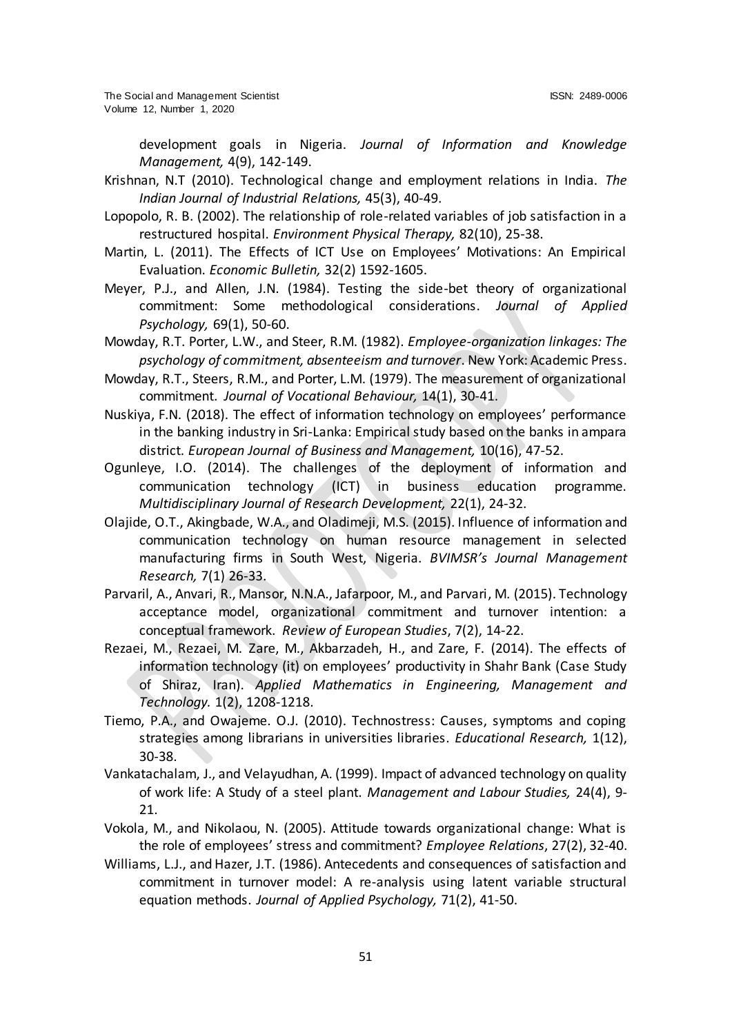development goals in Nigeria. *Journal of Information and Knowledge Management,* 4(9), 142-149.

Krishnan, N.T (2010). Technological change and employment relations in India. *The Indian Journal of Industrial Relations,* 45(3), 40-49.

Lopopolo, R. B. (2002). The relationship of role-related variables of job satisfaction in a restructured hospital. *Environment Physical Therapy,* 82(10), 25-38.

Martin, L. (2011). The Effects of ICT Use on Employees' Motivations: An Empirical Evaluation. *Economic Bulletin,* 32(2) 1592-1605.

Meyer, P.J., and Allen, J.N. (1984). Testing the side-bet theory of organizational commitment: Some methodological considerations. *Journal of Applied Psychology,* 69(1), 50-60.

Mowday, R.T. Porter, L.W., and Steer, R.M. (1982). *Employee-organization linkages: The psychology of commitment, absenteeism and turnover*. New York: Academic Press.

Mowday, R.T., Steers, R.M., and Porter, L.M. (1979). The measurement of organizational commitment. *Journal of Vocational Behaviour,* 14(1), 30-41.

Nuskiya, F.N. (2018). The effect of information technology on employees' performance in the banking industry in Sri-Lanka: Empirical study based on the banks in ampara district. *European Journal of Business and Management,* 10(16), 47-52.

Ogunleye, I.O. (2014). The challenges of the deployment of information and communication technology (ICT) in business education programme. *Multidisciplinary Journal of Research Development,* 22(1), 24-32.

Olajide, O.T., Akingbade, W.A., and Oladimeji, M.S. (2015). Influence of information and communication technology on human resource management in selected manufacturing firms in South West, Nigeria. *BVIMSR's Journal Management Research,* 7(1) 26-33.

Parvaril, A., Anvari, R., Mansor, N.N.A., Jafarpoor, M., and Parvari, M. (2015). Technology acceptance model, organizational commitment and turnover intention: a conceptual framework. *Review of European Studies*, 7(2), 14-22.

Rezaei, M., Rezaei, M. Zare, M., Akbarzadeh, H., and Zare, F. (2014). The effects of information technology (it) on employees' productivity in Shahr Bank (Case Study of Shiraz, Iran). *Applied Mathematics in Engineering, Management and Technology.* 1(2), 1208-1218.

Tiemo, P.A., and Owajeme. O.J. (2010). Technostress: Causes, symptoms and coping strategies among librarians in universities libraries. *Educational Research,* 1(12), 30-38.

Vankatachalam, J., and Velayudhan, A. (1999). Impact of advanced technology on quality of work life: A Study of a steel plant. *Management and Labour Studies,* 24(4), 9-21.

Vokola, M., and Nikolaou, N. (2005). Attitude towards organizational change: What is the role of employees' stress and commitment? *Employee Relations*, 27(2), 32-40.

Williams, L.J., and Hazer, J.T. (1986). Antecedents and consequences of satisfaction and commitment in turnover model: A re-analysis using latent variable structural equation methods. *Journal of Applied Psychology,* 71(2), 41-50.